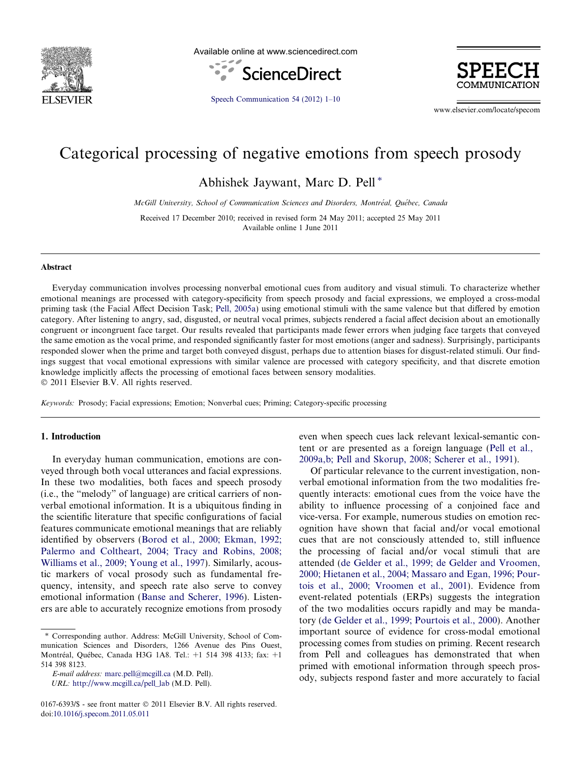# Categorical processing of negative emotions from speech prosody

Abhishek Jaywant, Marc D. Pell *

*McGill University, School of Communication Sciences and Disorders, Montréal, Québec, Canada*

Received 17 December 2010; received in revised form 24 May 2011; accepted 25 May 2011
Available online 1 June 2011

## Abstract

Everyday communication involves processing nonverbal emotional cues from auditory and visual stimuli. To characterize whether emotional meanings are processed with category-specificity from speech prosody and facial expressions, we employed a cross-modal priming task (the Facial Affect Decision Task; Pell, 2005a) using emotional stimuli with the same valence but that differed by emotion category. After listening to angry, sad, disgusted, or neutral vocal primes, subjects rendered a facial affect decision about an emotionally congruent or incongruent face target. Our results revealed that participants made fewer errors when judging face targets that conveyed the same emotion as the vocal prime, and responded significantly faster for most emotions (anger and sadness). Surprisingly, participants responded slower when the prime and target both conveyed disgust, perhaps due to attention biases for disgust-related stimuli. Our findings suggest that vocal emotional expressions with similar valence are processed with category specificity, and that discrete emotion knowledge implicitly affects the processing of emotional faces between sensory modalities.

© 2011 Elsevier B.V. All rights reserved.

*Keywords:* Prosody; Facial expressions; Emotion; Nonverbal cues; Priming; Category-specific processing

## 1. Introduction

In everyday human communication, emotions are conveyed through both vocal utterances and facial expressions. In these two modalities, both faces and speech prosody (i.e., the "melody" of language) are critical carriers of nonverbal emotional information. It is a ubiquitous finding in the scientific literature that specific configurations of facial features communicate emotional meanings that are reliably identified by observers (Borod et al., 2000; Ekman, 1992; Palermo and Coltheart, 2004; Tracy and Robins, 2008; Williams et al., 2009; Young et al., 1997). Similarly, acoustic markers of vocal prosody such as fundamental frequency, intensity, and speech rate also serve to convey emotional information (Banse and Scherer, 1996). Listeners are able to accurately recognize emotions from prosody even when speech cues lack relevant lexical-semantic content or are presented as a foreign language (Pell et al., 2009a,b; Pell and Skorup, 2008; Scherer et al., 1991).

Of particular relevance to the current investigation, nonverbal emotional information from the two modalities frequently interacts: emotional cues from the voice have the ability to influence processing of a conjoined face and vice-versa. For example, numerous studies on emotion recognition have shown that facial and/or vocal emotional cues that are not consciously attended to, still influence the processing of facial and/or vocal stimuli that are attended (de Gelder et al., 1999; de Gelder and Vroomen, 2000; Hietanen et al., 2004; Massaro and Egan, 1996; Pourtois et al., 2000; Vroomen et al., 2001). Evidence from event-related potentials (ERPs) suggests the integration of the two modalities occurs rapidly and may be mandatory (de Gelder et al., 1999; Pourtois et al., 2000). Another important source of evidence for cross-modal emotional processing comes from studies on priming. Recent research from Pell and colleagues has demonstrated that when primed with emotional information through speech prosody, subjects respond faster and more accurately to facial

---

* Corresponding author. Address: McGill University, School of Communication Sciences and Disorders, 1266 Avenue des Pins Ouest, Montréal, Québec, Canada H3G 1A8. Tel.: +1 514 398 4133; fax: +1 514 398 8123.

*E-mail address:* marc.pell@mcgill.ca (M.D. Pell).

*URL:* http://www.mcgill.ca/pell_lab (M.D. Pell).

0167-6393/$ - see front matter © 2011 Elsevier B.V. All rights reserved.
doi:10.1016/j.specom.2011.05.011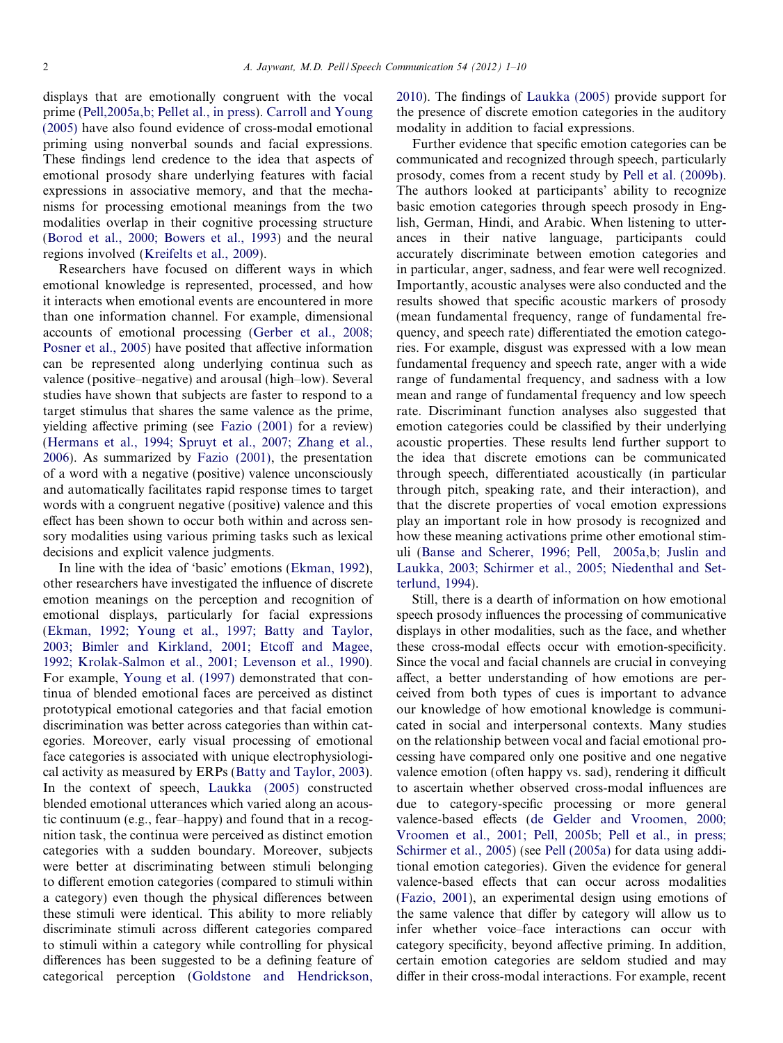displays that are emotionally congruent with the vocal prime (Pell,2005a,b; Pellet al., in press). Carroll and Young (2005) have also found evidence of cross-modal emotional priming using nonverbal sounds and facial expressions. These findings lend credence to the idea that aspects of emotional prosody share underlying features with facial expressions in associative memory, and that the mechanisms for processing emotional meanings from the two modalities overlap in their cognitive processing structure (Borod et al., 2000; Bowers et al., 1993) and the neural regions involved (Kreifelts et al., 2009).

Researchers have focused on different ways in which emotional knowledge is represented, processed, and how it interacts when emotional events are encountered in more than one information channel. For example, dimensional accounts of emotional processing (Gerber et al., 2008; Posner et al., 2005) have posited that affective information can be represented along underlying continua such as valence (positive–negative) and arousal (high–low). Several studies have shown that subjects are faster to respond to a target stimulus that shares the same valence as the prime, yielding affective priming (see Fazio (2001) for a review) (Hermans et al., 1994; Spruyt et al., 2007; Zhang et al., 2006). As summarized by Fazio (2001), the presentation of a word with a negative (positive) valence unconsciously and automatically facilitates rapid response times to target words with a congruent negative (positive) valence and this effect has been shown to occur both within and across sensory modalities using various priming tasks such as lexical decisions and explicit valence judgments.

In line with the idea of 'basic' emotions (Ekman, 1992), other researchers have investigated the influence of discrete emotion meanings on the perception and recognition of emotional displays, particularly for facial expressions (Ekman, 1992; Young et al., 1997; Batty and Taylor, 2003; Bimler and Kirkland, 2001; Etcoff and Magee, 1992; Krolak-Salmon et al., 2001; Levenson et al., 1990). For example, Young et al. (1997) demonstrated that continua of blended emotional faces are perceived as distinct prototypical emotional categories and that facial emotion discrimination was better across categories than within categories. Moreover, early visual processing of emotional face categories is associated with unique electrophysiological activity as measured by ERPs (Batty and Taylor, 2003). In the context of speech, Laukka (2005) constructed blended emotional utterances which varied along an acoustic continuum (e.g., fear–happy) and found that in a recognition task, the continua were perceived as distinct emotion categories with a sudden boundary. Moreover, subjects were better at discriminating between stimuli belonging to different emotion categories (compared to stimuli within a category) even though the physical differences between these stimuli were identical. This ability to more reliably discriminate stimuli across different categories compared to stimuli within a category while controlling for physical differences has been suggested to be a defining feature of categorical perception (Goldstone and Hendrickson, 2010). The findings of Laukka (2005) provide support for the presence of discrete emotion categories in the auditory modality in addition to facial expressions.

Further evidence that specific emotion categories can be communicated and recognized through speech, particularly prosody, comes from a recent study by Pell et al. (2009b). The authors looked at participants' ability to recognize basic emotion categories through speech prosody in English, German, Hindi, and Arabic. When listening to utterances in their native language, participants could accurately discriminate between emotion categories and in particular, anger, sadness, and fear were well recognized. Importantly, acoustic analyses were also conducted and the results showed that specific acoustic markers of prosody (mean fundamental frequency, range of fundamental frequency, and speech rate) differentiated the emotion categories. For example, disgust was expressed with a low mean fundamental frequency and speech rate, anger with a wide range of fundamental frequency, and sadness with a low mean and range of fundamental frequency and low speech rate. Discriminant function analyses also suggested that emotion categories could be classified by their underlying acoustic properties. These results lend further support to the idea that discrete emotions can be communicated through speech, differentiated acoustically (in particular through pitch, speaking rate, and their interaction), and that the discrete properties of vocal emotion expressions play an important role in how prosody is recognized and how these meaning activations prime other emotional stimuli (Banse and Scherer, 1996; Pell, 2005a,b; Juslin and Laukka, 2003; Schirmer et al., 2005; Niedenthal and Setterlund, 1994).

Still, there is a dearth of information on how emotional speech prosody influences the processing of communicative displays in other modalities, such as the face, and whether these cross-modal effects occur with emotion-specificity. Since the vocal and facial channels are crucial in conveying affect, a better understanding of how emotions are perceived from both types of cues is important to advance our knowledge of how emotional knowledge is communicated in social and interpersonal contexts. Many studies on the relationship between vocal and facial emotional processing have compared only one positive and one negative valence emotion (often happy vs. sad), rendering it difficult to ascertain whether observed cross-modal influences are due to category-specific processing or more general valence-based effects (de Gelder and Vroomen, 2000; Vroomen et al., 2001; Pell, 2005b; Pell et al., in press; Schirmer et al., 2005) (see Pell (2005a) for data using additional emotion categories). Given the evidence for general valence-based effects that can occur across modalities (Fazio, 2001), an experimental design using emotions of the same valence that differ by category will allow us to infer whether voice–face interactions can occur with category specificity, beyond affective priming. In addition, certain emotion categories are seldom studied and may differ in their cross-modal interactions. For example, recent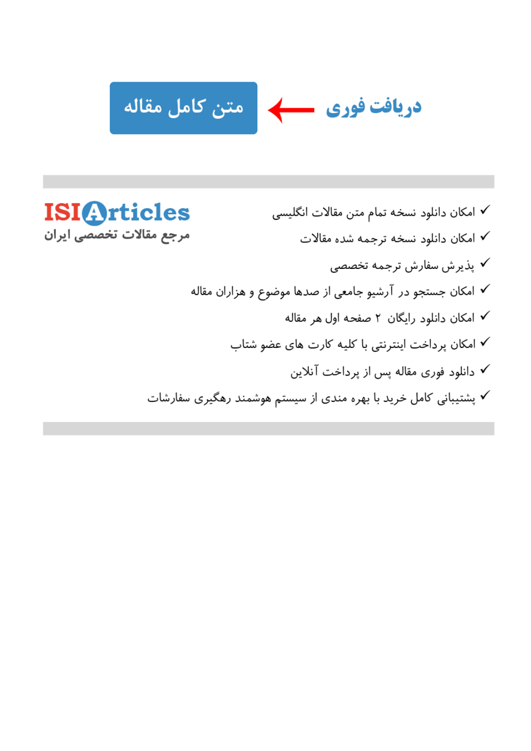دریافت فوری ← **متن کامل مقاله**

**ISIArticles**
مرجع مقالات تخصصی ایران

- ✓ امکان دانلود نسخه تمام متن مقالات انگلیسی
- ✓ امکان دانلود نسخه ترجمه شده مقالات
- ✓ پذیرش سفارش ترجمه تخصصی
- ✓ امکان جستجو در آرشیو جامعی از صدها موضوع و هزاران مقاله
- ✓ امکان دانلود رایگان ۲ صفحه اول هر مقاله
- ✓ امکان پرداخت اینترنتی با کلیه کارت های عضو شتاب
- ✓ دانلود فوری مقاله پس از پرداخت آنلاین
- ✓ پشتیبانی کامل خرید با بهره مندی از سیستم هوشمند رهگیری سفارشات